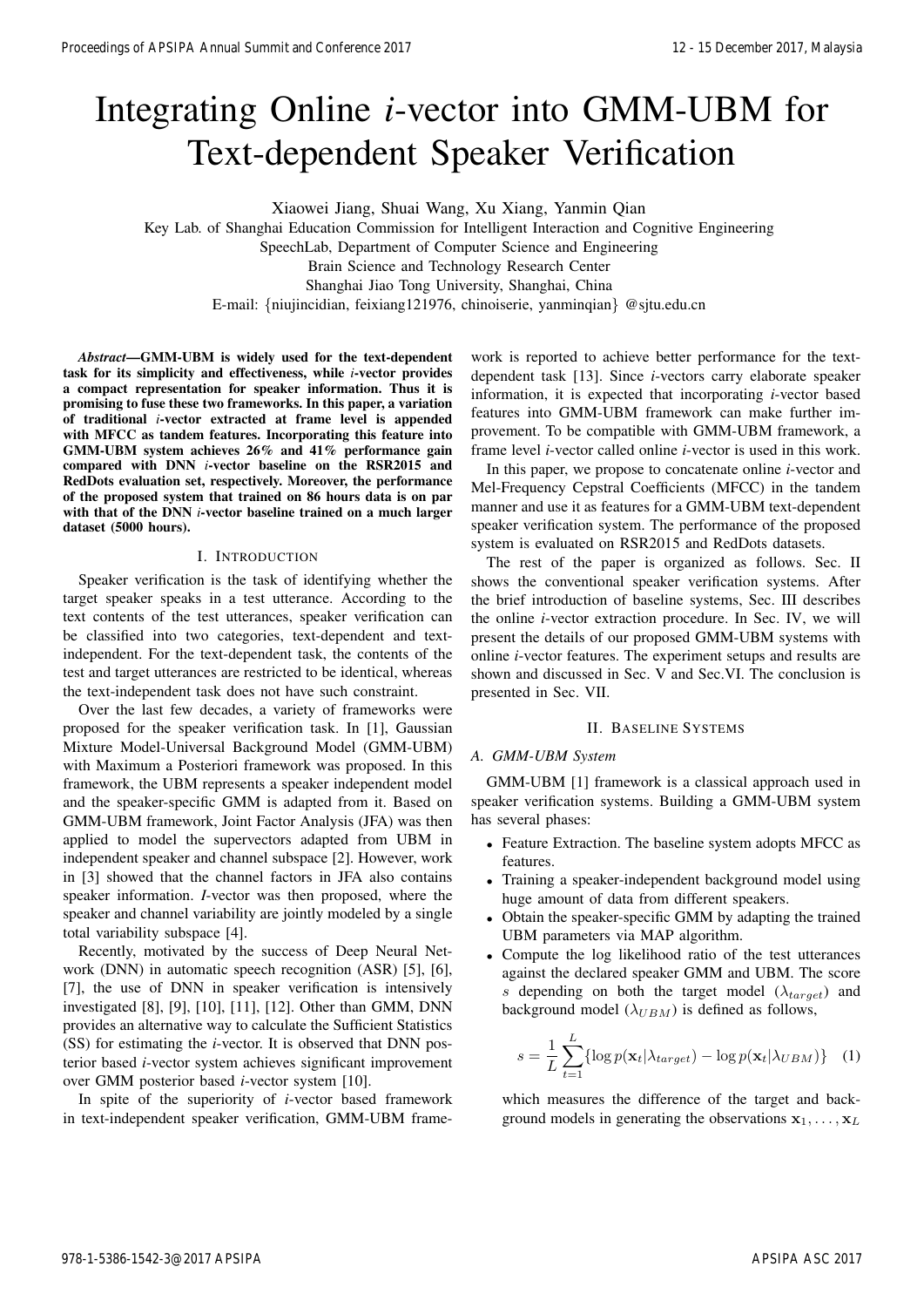# Integrating Online *i*-vector into GMM-UBM for Text-dependent Speaker Verification

Xiaowei Jiang, Shuai Wang, Xu Xiang, Yanmin Qian

Key Lab. of Shanghai Education Commission for Intelligent Interaction and Cognitive Engineering
SpeechLab, Department of Computer Science and Engineering
Brain Science and Technology Research Center
Shanghai Jiao Tong University, Shanghai, China
E-mail: {niujincidian, feixiang121976, chinoiserie, yanminqian} @sjtu.edu.cn

***Abstract*—GMM-UBM is widely used for the text-dependent task for its simplicity and effectiveness, while *i*-vector provides a compact representation for speaker information. Thus it is promising to fuse these two frameworks. In this paper, a variation of traditional *i*-vector extracted at frame level is appended with MFCC as tandem features. Incorporating this feature into GMM-UBM system achieves 26% and 41% performance gain compared with DNN *i*-vector baseline on the RSR2015 and RedDots evaluation set, respectively. Moreover, the performance of the proposed system that trained on 86 hours data is on par with that of the DNN *i*-vector baseline trained on a much larger dataset (5000 hours).**

## I. Introduction

Speaker verification is the task of identifying whether the target speaker speaks in a test utterance. According to the text contents of the test utterances, speaker verification can be classified into two categories, text-dependent and text-independent. For the text-dependent task, the contents of the test and target utterances are restricted to be identical, whereas the text-independent task does not have such constraint.

Over the last few decades, a variety of frameworks were proposed for the speaker verification task. In [1], Gaussian Mixture Model-Universal Background Model (GMM-UBM) with Maximum a Posteriori framework was proposed. In this framework, the UBM represents a speaker independent model and the speaker-specific GMM is adapted from it. Based on GMM-UBM framework, Joint Factor Analysis (JFA) was then applied to model the supervectors adapted from UBM in independent speaker and channel subspace [2]. However, work in [3] showed that the channel factors in JFA also contains speaker information. *I*-vector was then proposed, where the speaker and channel variability are jointly modeled by a single total variability subspace [4].

Recently, motivated by the success of Deep Neural Network (DNN) in automatic speech recognition (ASR) [5], [6], [7], the use of DNN in speaker verification is intensively investigated [8], [9], [10], [11], [12]. Other than GMM, DNN provides an alternative way to calculate the Sufficient Statistics (SS) for estimating the *i*-vector. It is observed that DNN posterior based *i*-vector system achieves significant improvement over GMM posterior based *i*-vector system [10].

In spite of the superiority of *i*-vector based framework in text-independent speaker verification, GMM-UBM framework is reported to achieve better performance for the text-dependent task [13]. Since *i*-vectors carry elaborate speaker information, it is expected that incorporating *i*-vector based features into GMM-UBM framework can make further improvement. To be compatible with GMM-UBM framework, a frame level *i*-vector called online *i*-vector is used in this work.

In this paper, we propose to concatenate online *i*-vector and Mel-Frequency Cepstral Coefficients (MFCC) in the tandem manner and use it as features for a GMM-UBM text-dependent speaker verification system. The performance of the proposed system is evaluated on RSR2015 and RedDots datasets.

The rest of the paper is organized as follows. Sec. II shows the conventional speaker verification systems. After the brief introduction of baseline systems, Sec. III describes the online *i*-vector extraction procedure. In Sec. IV, we will present the details of our proposed GMM-UBM systems with online *i*-vector features. The experiment setups and results are shown and discussed in Sec. V and Sec.VI. The conclusion is presented in Sec. VII.

## II. Baseline Systems

### A. GMM-UBM System

GMM-UBM [1] framework is a classical approach used in speaker verification systems. Building a GMM-UBM system has several phases:

- Feature Extraction. The baseline system adopts MFCC as features.
- Training a speaker-independent background model using huge amount of data from different speakers.
- Obtain the speaker-specific GMM by adapting the trained UBM parameters via MAP algorithm.
- Compute the log likelihood ratio of the test utterances against the declared speaker GMM and UBM. The score $s$ depending on both the target model ($\lambda_{target}$) and background model ($\lambda_{UBM}$) is defined as follows,

$$s = \frac{1}{L}\sum_{t=1}^{L}\{\log p(\mathbf{x}_t|\lambda_{target}) - \log p(\mathbf{x}_t|\lambda_{UBM})\} \quad (1)$$

which measures the difference of the target and background models in generating the observations $\mathbf{x}_1, \ldots, \mathbf{x}_L$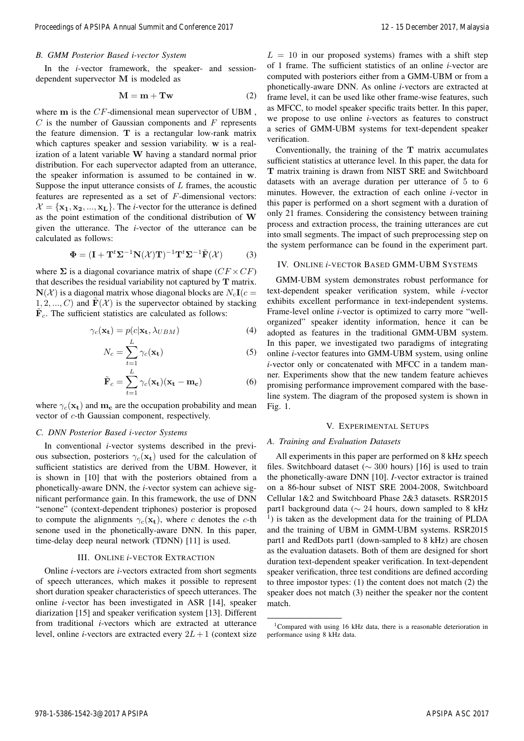### B. GMM Posterior Based *i*-vector System

In the *i*-vector framework, the speaker- and session-dependent supervector $\mathbf{M}$ is modeled as

$$\mathbf{M} = \mathbf{m} + \mathbf{T}\mathbf{w} \tag{2}$$

where $\mathbf{m}$ is the $CF$-dimensional mean supervector of UBM , $C$ is the number of Gaussian components and $F$ represents the feature dimension. $\mathbf{T}$ is a rectangular low-rank matrix which captures speaker and session variability. $\mathbf{w}$ is a realization of a latent variable $\mathbf{W}$ having a standard normal prior distribution. For each supervector adapted from an utterance, the speaker information is assumed to be contained in $\mathbf{w}$. Suppose the input utterance consists of $L$ frames, the acoustic features are represented as a set of $F$-dimensional vectors: $\mathcal{X} = \{\mathbf{x_1}, \mathbf{x_2}, ..., \mathbf{x_L}\}$. The *i*-vector for the utterance is defined as the point estimation of the conditional distribution of $\mathbf{W}$ given the utterance. The *i*-vector of the utterance can be calculated as follows:

$$\mathbf{\Phi} = (\mathbf{I} + \mathbf{T}^t\mathbf{\Sigma}^{-1}\mathbf{N}(\mathcal{X})\mathbf{T})^{-1}\mathbf{T}^t\mathbf{\Sigma}^{-1}\tilde{\mathbf{F}}(\mathcal{X}) \tag{3}$$

where $\mathbf{\Sigma}$ is a diagonal covariance matrix of shape $(CF \times CF)$ that describes the residual variability not captured by $\mathbf{T}$ matrix. $\mathbf{N}(\mathcal{X})$ is a diagonal matrix whose diagonal blocks are $N_c\mathbf{I}(c = 1, 2, ..., C)$ and $\tilde{\mathbf{F}}(\mathcal{X})$ is the supervector obtained by stacking $\tilde{\mathbf{F}}_c$. The sufficient statistics are calculated as follows:

$$\gamma_c(\mathbf{x_t}) = p(c|\mathbf{x_t}, \lambda_{UBM}) \tag{4}$$

$$N_c = \sum_{t=1}^{L} \gamma_c(\mathbf{x_t}) \tag{5}$$

$$\tilde{\mathbf{F}}_c = \sum_{t=1}^{L} \gamma_c(\mathbf{x_t})(\mathbf{x_t} - \mathbf{m_c}) \tag{6}$$

where $\gamma_c(\mathbf{x_t})$ and $\mathbf{m_c}$ are the occupation probability and mean vector of $c$-th Gaussian component, respectively.

### C. DNN Posterior Based *i*-vector Systems

In conventional *i*-vector systems described in the previous subsection, posteriors $\gamma_c(\mathbf{x_t})$ used for the calculation of sufficient statistics are derived from the UBM. However, it is shown in [10] that with the posteriors obtained from a phonetically-aware DNN, the *i*-vector system can achieve significant performance gain. In this framework, the use of DNN "senone" (context-dependent triphones) posterior is proposed to compute the alignments $\gamma_c(\mathbf{x_t})$, where $c$ denotes the $c$-th senone used in the phonetically-aware DNN. In this paper, time-delay deep neural network (TDNN) [11] is used.

## III. Online *i*-vector Extraction

Online *i*-vectors are *i*-vectors extracted from short segments of speech utterances, which makes it possible to represent short duration speaker characteristics of speech utterances. The online *i*-vector has been investigated in ASR [14], speaker diarization [15] and speaker verification system [13]. Different from traditional *i*-vectors which are extracted at utterance level, online *i*-vectors are extracted every $2L + 1$ (context size $L = 10$ in our proposed systems) frames with a shift step of 1 frame. The sufficient statistics of an online *i*-vector are computed with posteriors either from a GMM-UBM or from a phonetically-aware DNN. As online *i*-vectors are extracted at frame level, it can be used like other frame-wise features, such as MFCC, to model speaker specific traits better. In this paper, we propose to use online *i*-vectors as features to construct a series of GMM-UBM systems for text-dependent speaker verification.

Conventionally, the training of the $\mathbf{T}$ matrix accumulates sufficient statistics at utterance level. In this paper, the data for $\mathbf{T}$ matrix training is drawn from NIST SRE and Switchboard datasets with an average duration per utterance of 5 to 6 minutes. However, the extraction of each online *i*-vector in this paper is performed on a short segment with a duration of only 21 frames. Considering the consistency between training process and extraction process, the training utterances are cut into small segments. The impact of such preprocessing step on the system performance can be found in the experiment part.

## IV. Online *i*-vector Based GMM-UBM Systems

GMM-UBM system demonstrates robust performance for text-dependent speaker verification system, while *i*-vector exhibits excellent performance in text-independent systems. Frame-level online *i*-vector is optimized to carry more "well-organized" speaker identity information, hence it can be adopted as features in the traditional GMM-UBM system. In this paper, we investigated two paradigms of integrating online *i*-vector features into GMM-UBM system, using online *i*-vector only or concatenated with MFCC in a tandem manner. Experiments show that the new tandem feature achieves promising performance improvement compared with the baseline system. The diagram of the proposed system is shown in Fig. 1.

## V. Experimental Setups

### A. Training and Evaluation Datasets

All experiments in this paper are performed on 8 kHz speech files. Switchboard dataset ($\sim 300$ hours) [16] is used to train the phonetically-aware DNN [10]. *I*-vector extractor is trained on a 86-hour subset of NIST SRE 2004-2008, Switchboard Cellular 1&2 and Switchboard Phase 2&3 datasets. RSR2015 part1 background data ($\sim 24$ hours, down sampled to 8 kHz [1]) is taken as the development data for the training of PLDA and the training of UBM in GMM-UBM systems. RSR2015 part1 and RedDots part1 (down-sampled to 8 kHz) are chosen as the evaluation datasets. Both of them are designed for short duration text-dependent speaker verification. In text-dependent speaker verification, three test conditions are defined according to three impostor types: (1) the content does not match (2) the speaker does not match (3) neither the speaker nor the content match.

[1]Compared with using 16 kHz data, there is a reasonable deterioration in performance using 8 kHz data.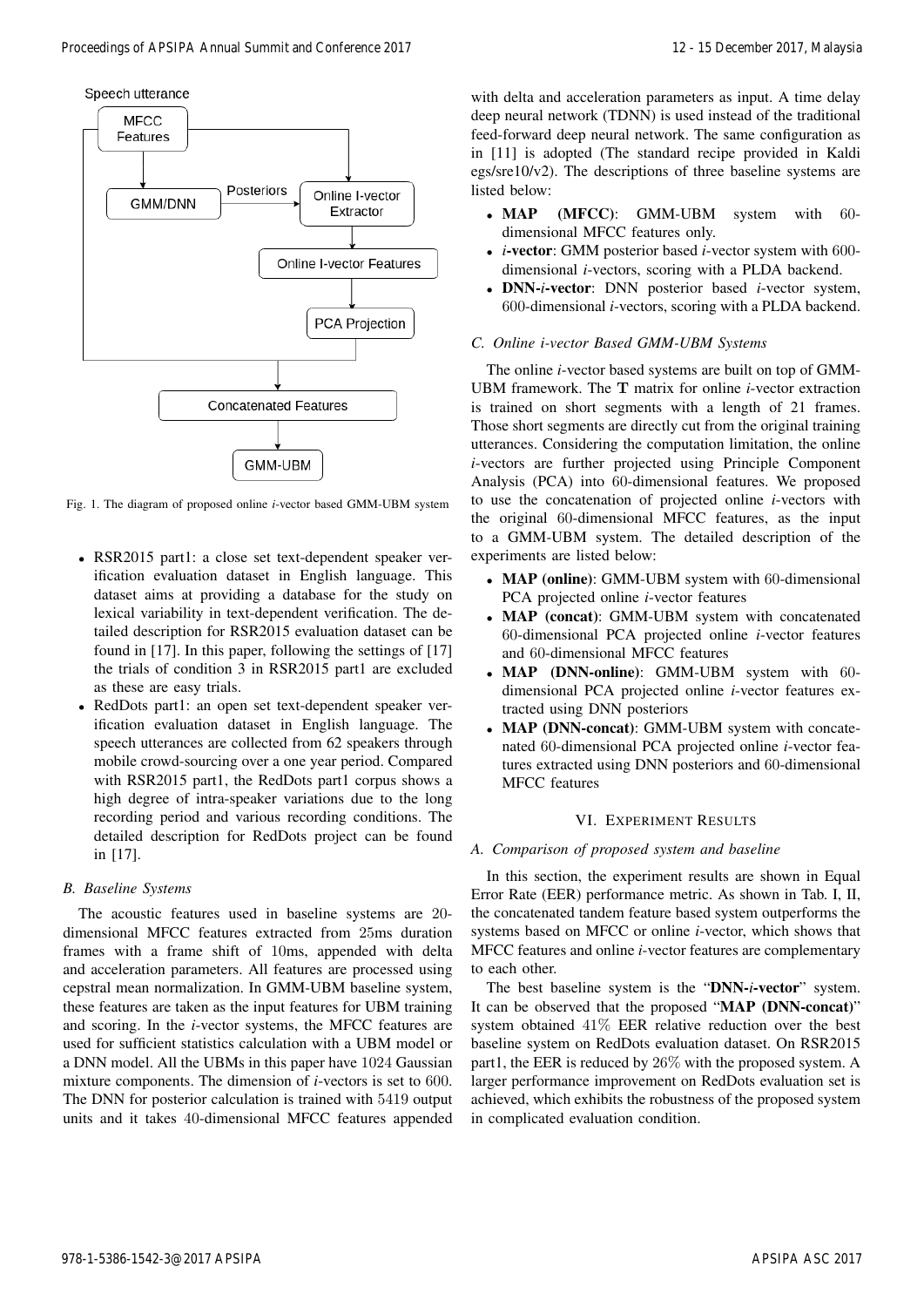Speech utterance

MFCC Features

GMM/DNN

Posteriors

Online I-vector Extractor

Online I-vector Features

PCA Projection

Concatenated Features

GMM-UBM

Fig. 1. The diagram of proposed online *i*-vector based GMM-UBM system

- RSR2015 part1: a close set text-dependent speaker verification evaluation dataset in English language. This dataset aims at providing a database for the study on lexical variability in text-dependent verification. The detailed description for RSR2015 evaluation dataset can be found in [17]. In this paper, following the settings of [17] the trials of condition 3 in RSR2015 part1 are excluded as these are easy trials.
- RedDots part1: an open set text-dependent speaker verification evaluation dataset in English language. The speech utterances are collected from 62 speakers through mobile crowd-sourcing over a one year period. Compared with RSR2015 part1, the RedDots part1 corpus shows a high degree of intra-speaker variations due to the long recording period and various recording conditions. The detailed description for RedDots project can be found in [17].

### B. Baseline Systems

The acoustic features used in baseline systems are 20-dimensional MFCC features extracted from 25ms duration frames with a frame shift of 10ms, appended with delta and acceleration parameters. All features are processed using cepstral mean normalization. In GMM-UBM baseline system, these features are taken as the input features for UBM training and scoring. In the *i*-vector systems, the MFCC features are used for sufficient statistics calculation with a UBM model or a DNN model. All the UBMs in this paper have 1024 Gaussian mixture components. The dimension of *i*-vectors is set to 600. The DNN for posterior calculation is trained with 5419 output units and it takes 40-dimensional MFCC features appended with delta and acceleration parameters as input. A time delay deep neural network (TDNN) is used instead of the traditional feed-forward deep neural network. The same configuration as in [11] is adopted (The standard recipe provided in Kaldi egs/sre10/v2). The descriptions of three baseline systems are listed below:

- **MAP (MFCC)**: GMM-UBM system with 60-dimensional MFCC features only.
- ***i*-vector**: GMM posterior based *i*-vector system with 600-dimensional *i*-vectors, scoring with a PLDA backend.
- **DNN-*i*-vector**: DNN posterior based *i*-vector system, 600-dimensional *i*-vectors, scoring with a PLDA backend.

### C. Online i-vector Based GMM-UBM Systems

The online *i*-vector based systems are built on top of GMM-UBM framework. The $\mathbf{T}$ matrix for online *i*-vector extraction is trained on short segments with a length of 21 frames. Those short segments are directly cut from the original training utterances. Considering the computation limitation, the online *i*-vectors are further projected using Principle Component Analysis (PCA) into 60-dimensional features. We proposed to use the concatenation of projected online *i*-vectors with the original 60-dimensional MFCC features, as the input to a GMM-UBM system. The detailed description of the experiments are listed below:

- **MAP (online)**: GMM-UBM system with 60-dimensional PCA projected online *i*-vector features
- **MAP (concat)**: GMM-UBM system with concatenated 60-dimensional PCA projected online *i*-vector features and 60-dimensional MFCC features
- **MAP (DNN-online)**: GMM-UBM system with 60-dimensional PCA projected online *i*-vector features extracted using DNN posteriors
- **MAP (DNN-concat)**: GMM-UBM system with concatenated 60-dimensional PCA projected online *i*-vector features extracted using DNN posteriors and 60-dimensional MFCC features

## VI. Experiment Results

### A. Comparison of proposed system and baseline

In this section, the experiment results are shown in Equal Error Rate (EER) performance metric. As shown in Tab. I, II, the concatenated tandem feature based system outperforms the systems based on MFCC or online *i*-vector, which shows that MFCC features and online *i*-vector features are complementary to each other.

The best baseline system is the "**DNN-*i*-vector**" system. It can be observed that the proposed "**MAP (DNN-concat)**" system obtained 41% EER relative reduction over the best baseline system on RedDots evaluation dataset. On RSR2015 part1, the EER is reduced by 26% with the proposed system. A larger performance improvement on RedDots evaluation set is achieved, which exhibits the robustness of the proposed system in complicated evaluation condition.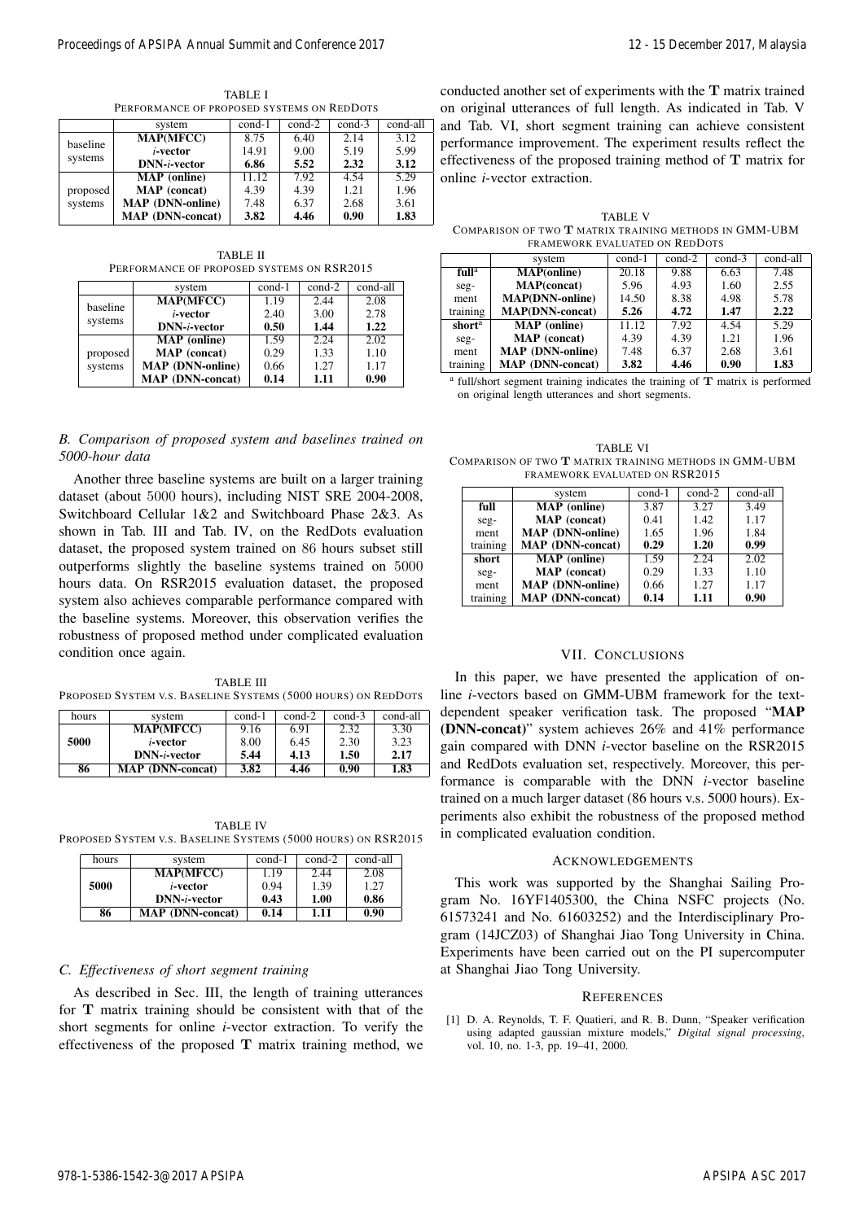TABLE I
PERFORMANCE OF PROPOSED SYSTEMS ON REDDOTS

| | system | cond-1 | cond-2 | cond-3 | cond-all |
|---|---|---|---|---|---|
| baseline systems | MAP(MFCC) | 8.75 | 6.40 | 2.14 | 3.12 |
| | *i*-vector | 14.91 | 9.00 | 5.19 | 5.99 |
| | DNN-*i*-vector | **6.86** | **5.52** | **2.32** | **3.12** |
| proposed systems | MAP (online) | 11.12 | 7.92 | 4.54 | 5.29 |
| | MAP (concat) | 4.39 | 4.39 | 1.21 | 1.96 |
| | MAP (DNN-online) | 7.48 | 6.37 | 2.68 | 3.61 |
| | MAP (DNN-concat) | **3.82** | **4.46** | **0.90** | **1.83** |

TABLE II
PERFORMANCE OF PROPOSED SYSTEMS ON RSR2015

| | system | cond-1 | cond-2 | cond-all |
|---|---|---|---|---|
| baseline systems | MAP(MFCC) | 1.19 | 2.44 | 2.08 |
| | *i*-vector | 2.40 | 3.00 | 2.78 |
| | DNN-*i*-vector | **0.50** | **1.44** | **1.22** |
| proposed systems | MAP (online) | 1.59 | 2.24 | 2.02 |
| | MAP (concat) | 0.29 | 1.33 | 1.10 |
| | MAP (DNN-online) | 0.66 | 1.27 | 1.17 |
| | MAP (DNN-concat) | **0.14** | **1.11** | **0.90** |

### *B. Comparison of proposed system and baselines trained on 5000-hour data*

Another three baseline systems are built on a larger training dataset (about 5000 hours), including NIST SRE 2004-2008, Switchboard Cellular 1&2 and Switchboard Phase 2&3. As shown in Tab. III and Tab. IV, on the RedDots evaluation dataset, the proposed system trained on 86 hours subset still outperforms slightly the baseline systems trained on 5000 hours data. On RSR2015 evaluation dataset, the proposed system also achieves comparable performance compared with the baseline systems. Moreover, this observation verifies the robustness of proposed method under complicated evaluation condition once again.

TABLE III
PROPOSED SYSTEM V.S. BASELINE SYSTEMS (5000 HOURS) ON REDDOTS

| hours | system | cond-1 | cond-2 | cond-3 | cond-all |
|---|---|---|---|---|---|
| **5000** | MAP(MFCC) | 9.16 | 6.91 | 2.32 | 3.30 |
| | *i*-vector | 8.00 | 6.45 | 2.30 | 3.23 |
| | DNN-*i*-vector | **5.44** | **4.13** | **1.50** | **2.17** |
| **86** | MAP (DNN-concat) | **3.82** | **4.46** | **0.90** | **1.83** |

TABLE IV
PROPOSED SYSTEM V.S. BASELINE SYSTEMS (5000 HOURS) ON RSR2015

| hours | system | cond-1 | cond-2 | cond-all |
|---|---|---|---|---|
| **5000** | MAP(MFCC) | 1.19 | 2.44 | 2.08 |
| | *i*-vector | 0.94 | 1.39 | 1.27 |
| | DNN-*i*-vector | **0.43** | **1.00** | **0.86** |
| **86** | MAP (DNN-concat) | **0.14** | **1.11** | **0.90** |

### *C. Effectiveness of short segment training*

As described in Sec. III, the length of training utterances for $\mathbf{T}$ matrix training should be consistent with that of the short segments for online *i*-vector extraction. To verify the effectiveness of the proposed $\mathbf{T}$ matrix training method, we conducted another set of experiments with the $\mathbf{T}$ matrix trained on original utterances of full length. As indicated in Tab. V and Tab. VI, short segment training can achieve consistent performance improvement. The experiment results reflect the effectiveness of the proposed training method of $\mathbf{T}$ matrix for online *i*-vector extraction.

TABLE V
COMPARISON OF TWO $\mathbf{T}$ MATRIX TRAINING METHODS IN GMM-UBM FRAMEWORK EVALUATED ON REDDOTS

| | system | cond-1 | cond-2 | cond-3 | cond-all |
|---|---|---|---|---|---|
| **full**[a] seg-ment training | MAP(online) | 20.18 | 9.88 | 6.63 | 7.48 |
| | MAP(concat) | 5.96 | 4.93 | 1.60 | 2.55 |
| | MAP(DNN-online) | 14.50 | 8.38 | 4.98 | 5.78 |
| | MAP(DNN-concat) | **5.26** | **4.72** | **1.47** | **2.22** |
| **short**[a] seg-ment training | MAP (online) | 11.12 | 7.92 | 4.54 | 5.29 |
| | MAP (concat) | 4.39 | 4.39 | 1.21 | 1.96 |
| | MAP (DNN-online) | 7.48 | 6.37 | 2.68 | 3.61 |
| | MAP (DNN-concat) | **3.82** | **4.46** | **0.90** | **1.83** |

[a] full/short segment training indicates the training of $\mathbf{T}$ matrix is performed on original length utterances and short segments.

TABLE VI
COMPARISON OF TWO $\mathbf{T}$ MATRIX TRAINING METHODS IN GMM-UBM FRAMEWORK EVALUATED ON RSR2015

| | system | cond-1 | cond-2 | cond-all |
|---|---|---|---|---|
| **full** seg-ment training | MAP (online) | 3.87 | 3.27 | 3.49 |
| | MAP (concat) | 0.41 | 1.42 | 1.17 |
| | MAP (DNN-online) | 1.65 | 1.96 | 1.84 |
| | MAP (DNN-concat) | **0.29** | **1.20** | **0.99** |
| **short** seg-ment training | MAP (online) | 1.59 | 2.24 | 2.02 |
| | MAP (concat) | 0.29 | 1.33 | 1.10 |
| | MAP (DNN-online) | 0.66 | 1.27 | 1.17 |
| | MAP (DNN-concat) | **0.14** | **1.11** | **0.90** |

## VII. CONCLUSIONS

In this paper, we have presented the application of online *i*-vectors based on GMM-UBM framework for the text-dependent speaker verification task. The proposed "**MAP (DNN-concat)**" system achieves 26% and 41% performance gain compared with DNN *i*-vector baseline on the RSR2015 and RedDots evaluation set, respectively. Moreover, this performance is comparable with the DNN *i*-vector baseline trained on a much larger dataset (86 hours v.s. 5000 hours). Experiments also exhibit the robustness of the proposed method in complicated evaluation condition.

## ACKNOWLEDGEMENTS

This work was supported by the Shanghai Sailing Program No. 16YF1405300, the China NSFC projects (No. 61573241 and No. 61603252) and the Interdisciplinary Program (14JCZ03) of Shanghai Jiao Tong University in China. Experiments have been carried out on the PI supercomputer at Shanghai Jiao Tong University.

## REFERENCES

[1] D. A. Reynolds, T. F. Quatieri, and R. B. Dunn, "Speaker verification using adapted gaussian mixture models," *Digital signal processing*, vol. 10, no. 1-3, pp. 19–41, 2000.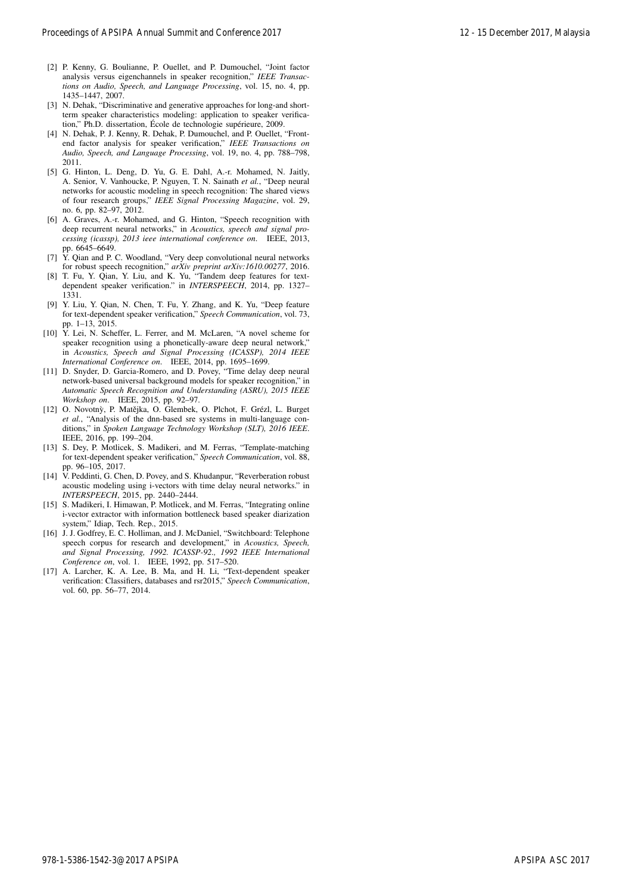[2] P. Kenny, G. Boulianne, P. Ouellet, and P. Dumouchel, "Joint factor analysis versus eigenchannels in speaker recognition," *IEEE Transactions on Audio, Speech, and Language Processing*, vol. 15, no. 4, pp. 1435–1447, 2007.

[3] N. Dehak, "Discriminative and generative approaches for long-and short-term speaker characteristics modeling: application to speaker verification," Ph.D. dissertation, École de technologie supérieure, 2009.

[4] N. Dehak, P. J. Kenny, R. Dehak, P. Dumouchel, and P. Ouellet, "Front-end factor analysis for speaker verification," *IEEE Transactions on Audio, Speech, and Language Processing*, vol. 19, no. 4, pp. 788–798, 2011.

[5] G. Hinton, L. Deng, D. Yu, G. E. Dahl, A.-r. Mohamed, N. Jaitly, A. Senior, V. Vanhoucke, P. Nguyen, T. N. Sainath *et al.*, "Deep neural networks for acoustic modeling in speech recognition: The shared views of four research groups," *IEEE Signal Processing Magazine*, vol. 29, no. 6, pp. 82–97, 2012.

[6] A. Graves, A.-r. Mohamed, and G. Hinton, "Speech recognition with deep recurrent neural networks," in *Acoustics, speech and signal processing (icassp), 2013 ieee international conference on*. IEEE, 2013, pp. 6645–6649.

[7] Y. Qian and P. C. Woodland, "Very deep convolutional neural networks for robust speech recognition," *arXiv preprint arXiv:1610.00277*, 2016.

[8] T. Fu, Y. Qian, Y. Liu, and K. Yu, "Tandem deep features for text-dependent speaker verification." in *INTERSPEECH*, 2014, pp. 1327–1331.

[9] Y. Liu, Y. Qian, N. Chen, T. Fu, Y. Zhang, and K. Yu, "Deep feature for text-dependent speaker verification," *Speech Communication*, vol. 73, pp. 1–13, 2015.

[10] Y. Lei, N. Scheffer, L. Ferrer, and M. McLaren, "A novel scheme for speaker recognition using a phonetically-aware deep neural network," in *Acoustics, Speech and Signal Processing (ICASSP), 2014 IEEE International Conference on*. IEEE, 2014, pp. 1695–1699.

[11] D. Snyder, D. Garcia-Romero, and D. Povey, "Time delay deep neural network-based universal background models for speaker recognition," in *Automatic Speech Recognition and Understanding (ASRU), 2015 IEEE Workshop on*. IEEE, 2015, pp. 92–97.

[12] O. Novotnỳ, P. Matějka, O. Glembek, O. Plchot, F. Grézl, L. Burget *et al.*, "Analysis of the dnn-based sre systems in multi-language conditions," in *Spoken Language Technology Workshop (SLT), 2016 IEEE*. IEEE, 2016, pp. 199–204.

[13] S. Dey, P. Motlicek, S. Madikeri, and M. Ferras, "Template-matching for text-dependent speaker verification," *Speech Communication*, vol. 88, pp. 96–105, 2017.

[14] V. Peddinti, G. Chen, D. Povey, and S. Khudanpur, "Reverberation robust acoustic modeling using i-vectors with time delay neural networks." in *INTERSPEECH*, 2015, pp. 2440–2444.

[15] S. Madikeri, I. Himawan, P. Motlicek, and M. Ferras, "Integrating online i-vector extractor with information bottleneck based speaker diarization system," Idiap, Tech. Rep., 2015.

[16] J. J. Godfrey, E. C. Holliman, and J. McDaniel, "Switchboard: Telephone speech corpus for research and development," in *Acoustics, Speech, and Signal Processing, 1992. ICASSP-92., 1992 IEEE International Conference on*, vol. 1. IEEE, 1992, pp. 517–520.

[17] A. Larcher, K. A. Lee, B. Ma, and H. Li, "Text-dependent speaker verification: Classifiers, databases and rsr2015," *Speech Communication*, vol. 60, pp. 56–77, 2014.